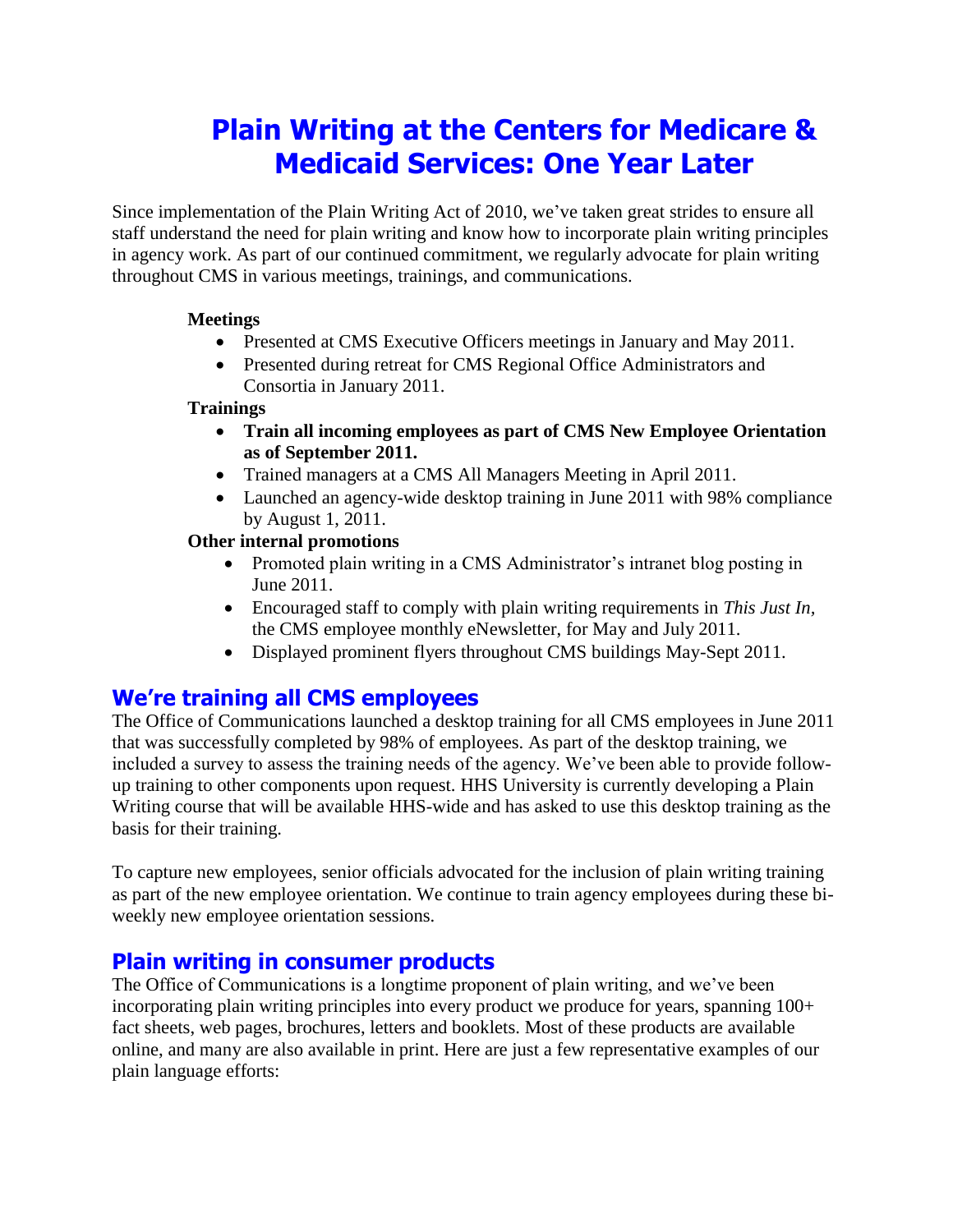# Plain Writing at the Centers for Medicare & Medicaid Services: One Year Later

Since implementation of the Plain Writing Act of 2010, we've taken great strides to ensure all staff understand the need for plain writing and know how to incorporate plain writing principles in agency work. As part of our continued commitment, we regularly advocate for plain writing throughout CMS in various meetings, trainings, and communications.

**Meetings**

- Presented at CMS Executive Officers meetings in January and May 2011.
- Presented during retreat for CMS Regional Office Administrators and Consortia in January 2011.

**Trainings**

- **Train all incoming employees as part of CMS New Employee Orientation as of September 2011.**
- Trained managers at a CMS All Managers Meeting in April 2011.
- Launched an agency-wide desktop training in June 2011 with 98% compliance by August 1, 2011.

**Other internal promotions**

- Promoted plain writing in a CMS Administrator's intranet blog posting in June 2011.
- Encouraged staff to comply with plain writing requirements in *This Just In*, the CMS employee monthly eNewsletter, for May and July 2011.
- Displayed prominent flyers throughout CMS buildings May-Sept 2011.

## We're training all CMS employees

The Office of Communications launched a desktop training for all CMS employees in June 2011 that was successfully completed by 98% of employees. As part of the desktop training, we included a survey to assess the training needs of the agency. We've been able to provide follow-up training to other components upon request. HHS University is currently developing a Plain Writing course that will be available HHS-wide and has asked to use this desktop training as the basis for their training.

To capture new employees, senior officials advocated for the inclusion of plain writing training as part of the new employee orientation. We continue to train agency employees during these bi-weekly new employee orientation sessions.

## Plain writing in consumer products

The Office of Communications is a longtime proponent of plain writing, and we've been incorporating plain writing principles into every product we produce for years, spanning 100+ fact sheets, web pages, brochures, letters and booklets. Most of these products are available online, and many are also available in print. Here are just a few representative examples of our plain language efforts: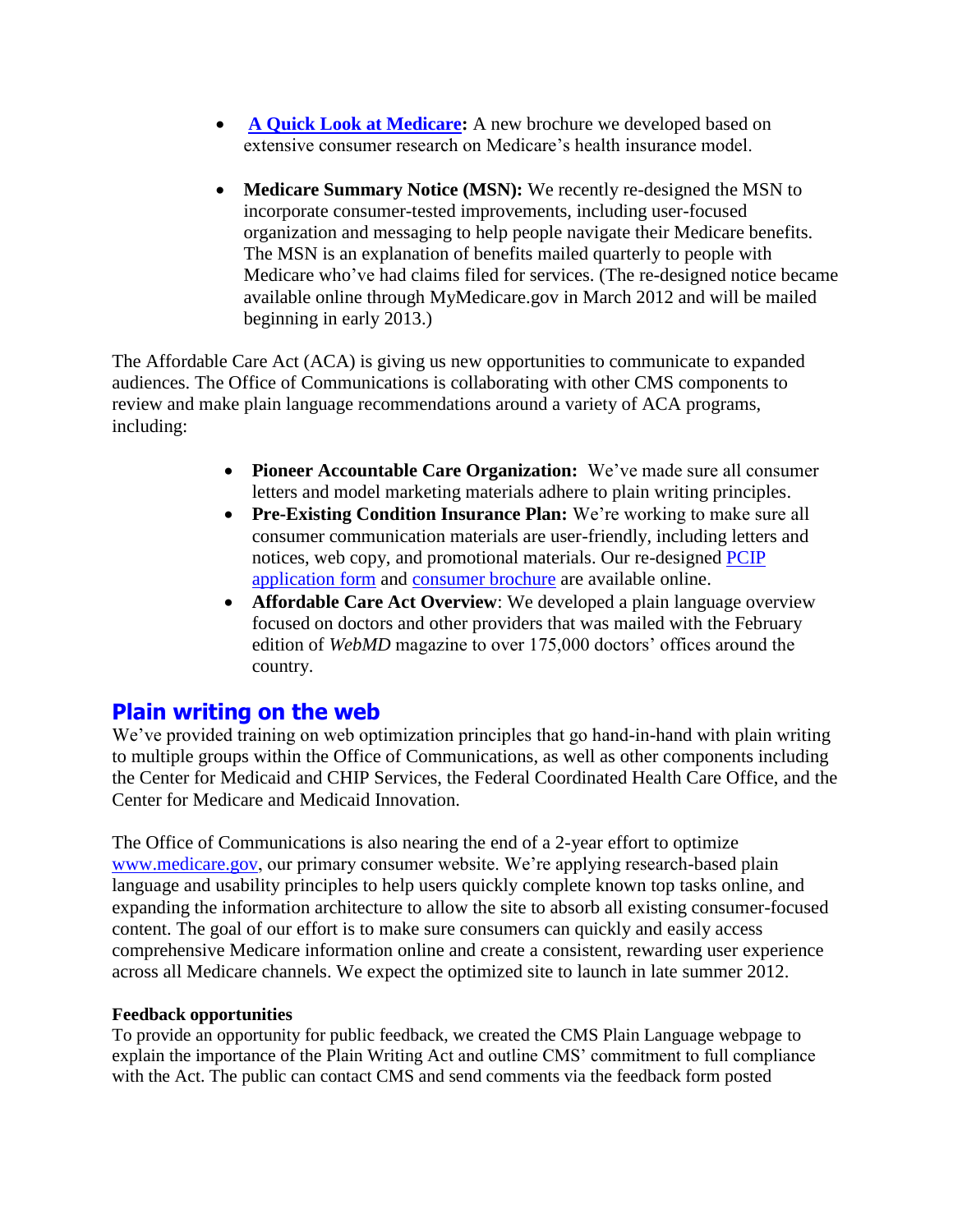- **[A Quick Look at Medicare](#):** A new brochure we developed based on extensive consumer research on Medicare's health insurance model.

- **Medicare Summary Notice (MSN):** We recently re-designed the MSN to incorporate consumer-tested improvements, including user-focused organization and messaging to help people navigate their Medicare benefits. The MSN is an explanation of benefits mailed quarterly to people with Medicare who've had claims filed for services. (The re-designed notice became available online through MyMedicare.gov in March 2012 and will be mailed beginning in early 2013.)

The Affordable Care Act (ACA) is giving us new opportunities to communicate to expanded audiences. The Office of Communications is collaborating with other CMS components to review and make plain language recommendations around a variety of ACA programs, including:

- **Pioneer Accountable Care Organization:** We've made sure all consumer letters and model marketing materials adhere to plain writing principles.
- **Pre-Existing Condition Insurance Plan:** We're working to make sure all consumer communication materials are user-friendly, including letters and notices, web copy, and promotional materials. Our re-designed [PCIP application form](#) and [consumer brochure](#) are available online.
- **Affordable Care Act Overview**: We developed a plain language overview focused on doctors and other providers that was mailed with the February edition of *WebMD* magazine to over 175,000 doctors' offices around the country.

## Plain writing on the web

We've provided training on web optimization principles that go hand-in-hand with plain writing to multiple groups within the Office of Communications, as well as other components including the Center for Medicaid and CHIP Services, the Federal Coordinated Health Care Office, and the Center for Medicare and Medicaid Innovation.

The Office of Communications is also nearing the end of a 2-year effort to optimize [www.medicare.gov](http://www.medicare.gov), our primary consumer website. We're applying research-based plain language and usability principles to help users quickly complete known top tasks online, and expanding the information architecture to allow the site to absorb all existing consumer-focused content. The goal of our effort is to make sure consumers can quickly and easily access comprehensive Medicare information online and create a consistent, rewarding user experience across all Medicare channels. We expect the optimized site to launch in late summer 2012.

### Feedback opportunities

To provide an opportunity for public feedback, we created the CMS Plain Language webpage to explain the importance of the Plain Writing Act and outline CMS' commitment to full compliance with the Act. The public can contact CMS and send comments via the feedback form posted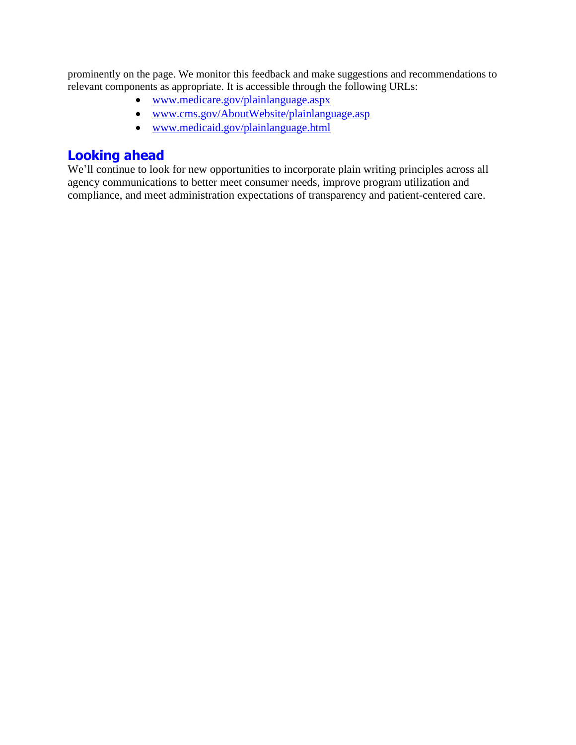prominently on the page. We monitor this feedback and make suggestions and recommendations to relevant components as appropriate. It is accessible through the following URLs:

- www.medicare.gov/plainlanguage.aspx
- www.cms.gov/AboutWebsite/plainlanguage.asp
- www.medicaid.gov/plainlanguage.html

## Looking ahead

We'll continue to look for new opportunities to incorporate plain writing principles across all agency communications to better meet consumer needs, improve program utilization and compliance, and meet administration expectations of transparency and patient-centered care.